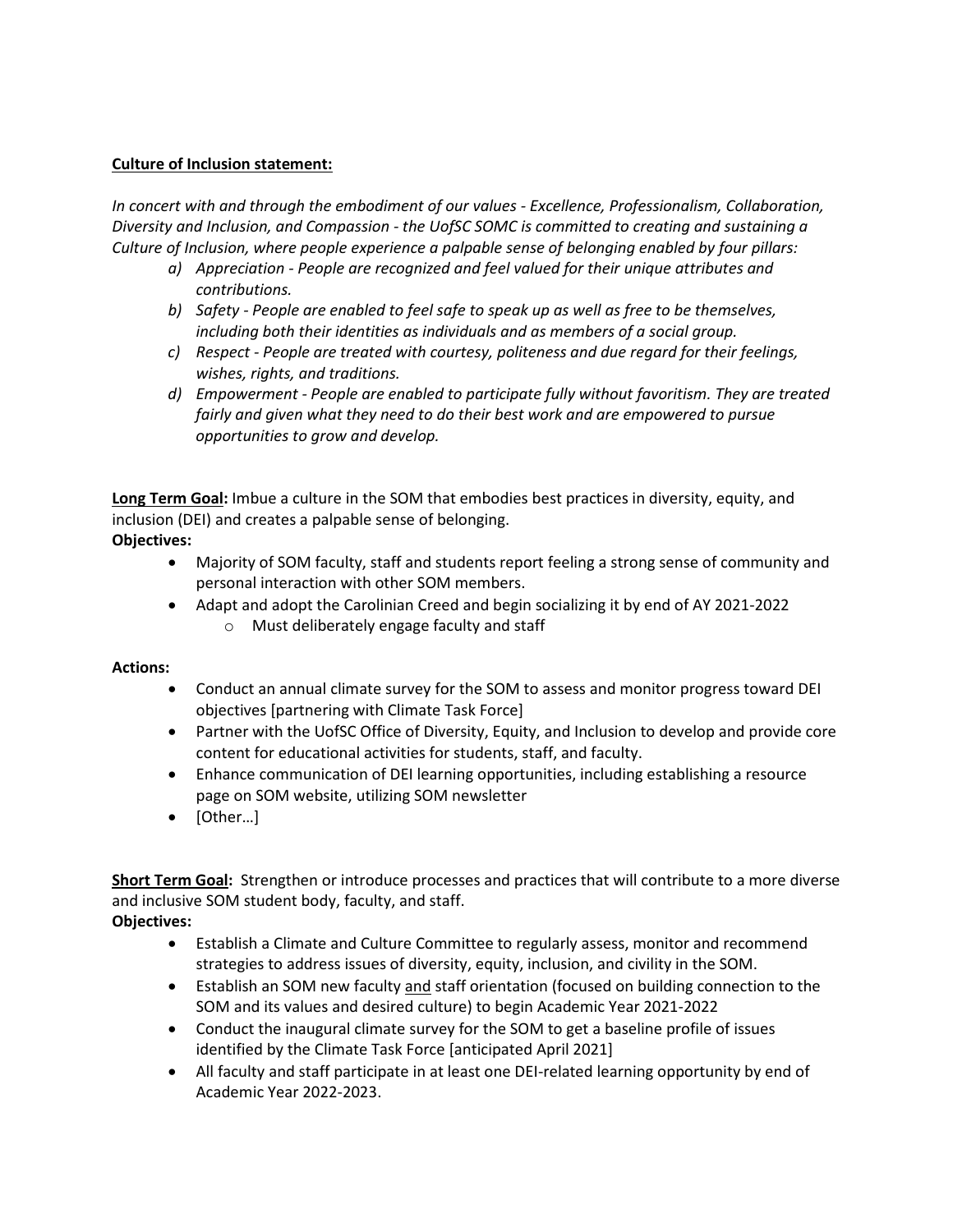**<u>Culture of Inclusion statement:</u>**

*In concert with and through the embodiment of our values - Excellence, Professionalism, Collaboration, Diversity and Inclusion, and Compassion - the UofSC SOMC is committed to creating and sustaining a Culture of Inclusion, where people experience a palpable sense of belonging enabled by four pillars:*

*a) Appreciation - People are recognized and feel valued for their unique attributes and contributions.*
*b) Safety - People are enabled to feel safe to speak up as well as free to be themselves, including both their identities as individuals and as members of a social group.*
*c) Respect - People are treated with courtesy, politeness and due regard for their feelings, wishes, rights, and traditions.*
*d) Empowerment - People are enabled to participate fully without favoritism. They are treated fairly and given what they need to do their best work and are empowered to pursue opportunities to grow and develop.*

**<u>Long Term Goal</u>:** Imbue a culture in the SOM that embodies best practices in diversity, equity, and inclusion (DEI) and creates a palpable sense of belonging.

**Objectives:**

- Majority of SOM faculty, staff and students report feeling a strong sense of community and personal interaction with other SOM members.
- Adapt and adopt the Carolinian Creed and begin socializing it by end of AY 2021-2022
    - Must deliberately engage faculty and staff

**Actions:**

- Conduct an annual climate survey for the SOM to assess and monitor progress toward DEI objectives [partnering with Climate Task Force]
- Partner with the UofSC Office of Diversity, Equity, and Inclusion to develop and provide core content for educational activities for students, staff, and faculty.
- Enhance communication of DEI learning opportunities, including establishing a resource page on SOM website, utilizing SOM newsletter
- [Other…]

**<u>Short Term Goal</u>:** Strengthen or introduce processes and practices that will contribute to a more diverse and inclusive SOM student body, faculty, and staff.

**Objectives:**

- Establish a Climate and Culture Committee to regularly assess, monitor and recommend strategies to address issues of diversity, equity, inclusion, and civility in the SOM.
- Establish an SOM new faculty <u>and</u> staff orientation (focused on building connection to the SOM and its values and desired culture) to begin Academic Year 2021-2022
- Conduct the inaugural climate survey for the SOM to get a baseline profile of issues identified by the Climate Task Force [anticipated April 2021]
- All faculty and staff participate in at least one DEI-related learning opportunity by end of Academic Year 2022-2023.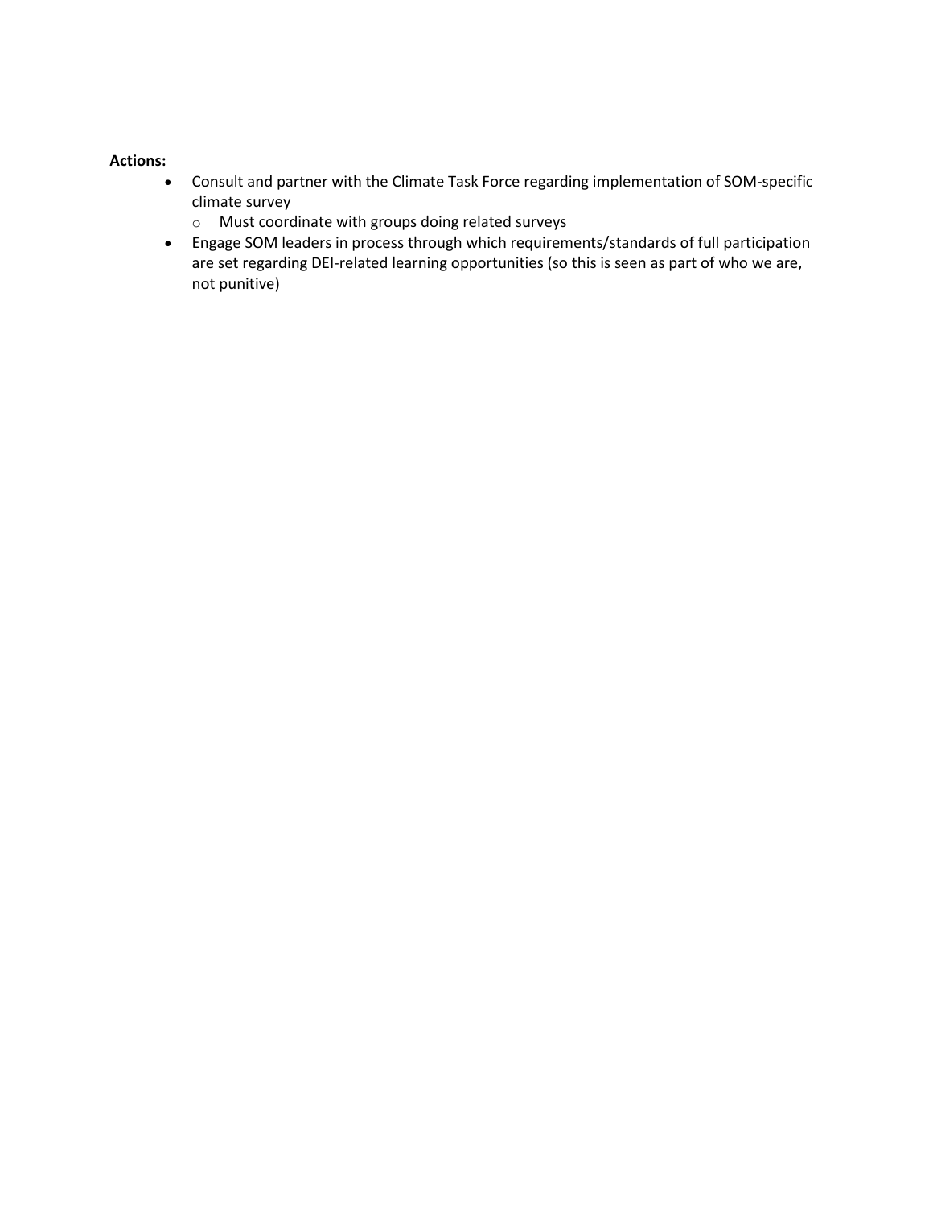**Actions:**

- Consult and partner with the Climate Task Force regarding implementation of SOM-specific climate survey
  - Must coordinate with groups doing related surveys
- Engage SOM leaders in process through which requirements/standards of full participation are set regarding DEI-related learning opportunities (so this is seen as part of who we are, not punitive)